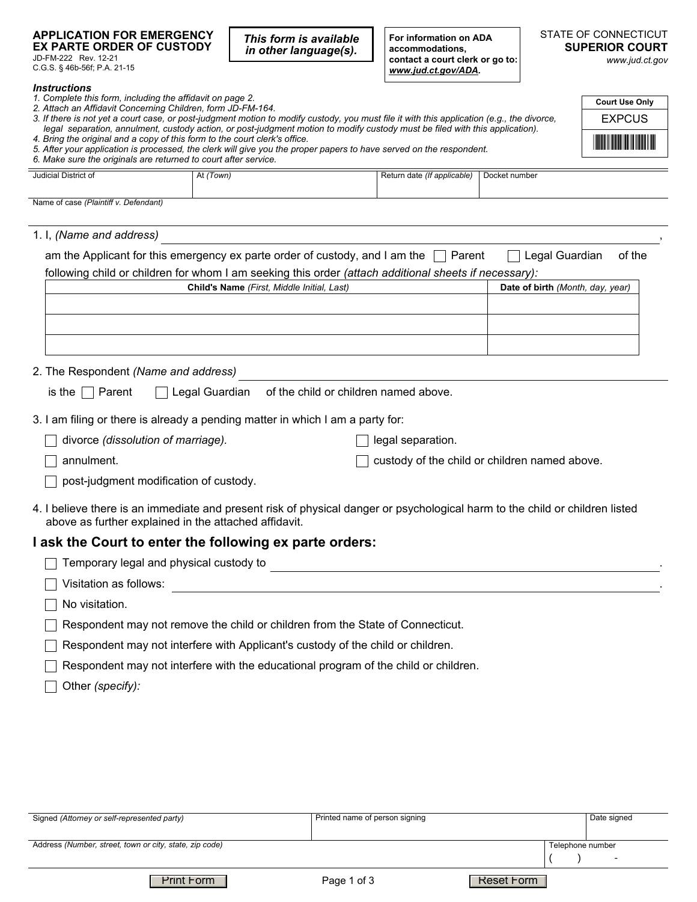**APPLICATION FOR EMERGENCY EX PARTE ORDER OF CUSTODY**
JD-FM-222 Rev. 12-21
C.G.S. § 46b-56f; P.A. 21-15

***This form is available in other language(s).***

**For information on ADA accommodations, contact a court clerk or go to: *www.jud.ct.gov/ADA*.**

STATE OF CONNECTICUT
**SUPERIOR COURT**
*www.jud.ct.gov*

| Court Use Only |
| --- |
| EXPCUS |

***Instructions***

*1. Complete this form, including the affidavit on page 2.*
*2. Attach an Affidavit Concerning Children, form JD-FM-164.*
*3. If there is not yet a court case, or post-judgment motion to modify custody, you must file it with this application (e.g., the divorce, legal separation, annulment, custody action, or post-judgment motion to modify custody must be filed with this application).*
*4. Bring the original and a copy of this form to the court clerk's office.*
*5. After your application is processed, the clerk will give you the proper papers to have served on the respondent.*
*6. Make sure the originals are returned to court after service.*

| Judicial District of | At *(Town)* | Return date *(If applicable)* | Docket number |
| --- | --- | --- | --- |
| | | | |

Name of case *(Plaintiff v. Defendant)*

1. I, *(Name and address)* ______________________________,

am the Applicant for this emergency ex parte order of custody, and I am the ☐ Parent ☐ Legal Guardian of the following child or children for whom I am seeking this order *(attach additional sheets if necessary):*

| **Child's Name** *(First, Middle Initial, Last)* | **Date of birth** *(Month, day, year)* |
| --- | --- |
| | |
| | |
| | |

2. The Respondent *(Name and address)* ______________________________

is the ☐ Parent ☐ Legal Guardian of the child or children named above.

3. I am filing or there is already a pending matter in which I am a party for:

☐ divorce *(dissolution of marriage).*
☐ legal separation.
☐ annulment.
☐ custody of the child or children named above.
☐ post-judgment modification of custody.

4. I believe there is an immediate and present risk of physical danger or psychological harm to the child or children listed above as further explained in the attached affidavit.

## I ask the Court to enter the following ex parte orders:

☐ Temporary legal and physical custody to ______________________________.
☐ Visitation as follows: ______________________________.
☐ No visitation.
☐ Respondent may not remove the child or children from the State of Connecticut.
☐ Respondent may not interfere with Applicant's custody of the child or children.
☐ Respondent may not interfere with the educational program of the child or children.
☐ Other *(specify):*

| Signed *(Attorney or self-represented party)* | Printed name of person signing | Date signed |
| --- | --- | --- |
| | | |

| Address *(Number, street, town or city, state, zip code)* | Telephone number |
| --- | --- |
| | ( ) - |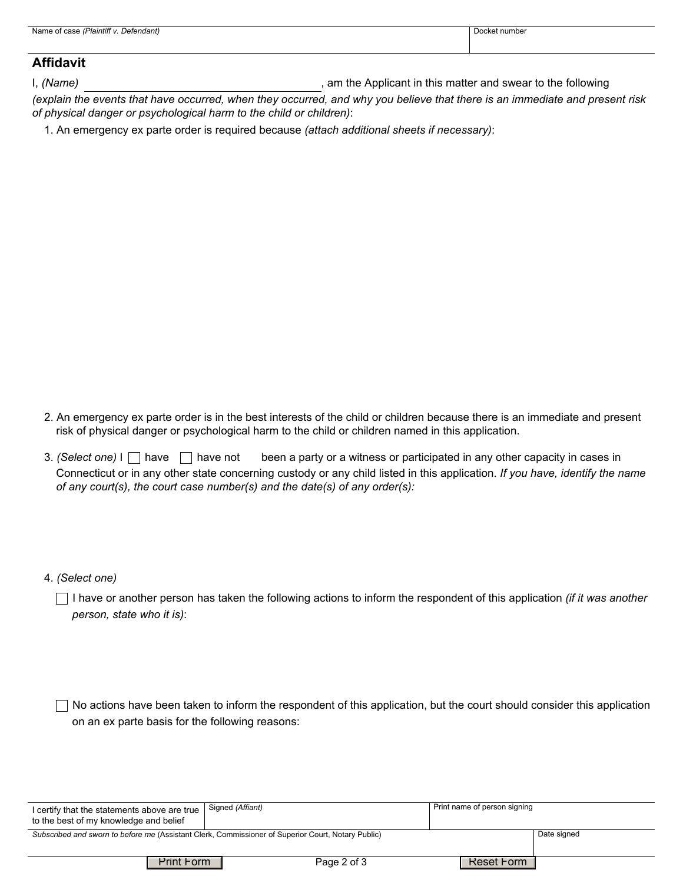| Name of case *(Plaintiff v. Defendant)* | Docket number |
| --- | --- |
| | |

## Affidavit

I, *(Name)* ________________________________, am the Applicant in this matter and swear to the following *(explain the events that have occurred, when they occurred, and why you believe that there is an immediate and present risk of physical danger or psychological harm to the child or children)*:

1. An emergency ex parte order is required because *(attach additional sheets if necessary)*:

2. An emergency ex parte order is in the best interests of the child or children because there is an immediate and present risk of physical danger or psychological harm to the child or children named in this application.

3. *(Select one)* I ☐ have ☐ have not been a party or a witness or participated in any other capacity in cases in Connecticut or in any other state concerning custody or any child listed in this application. *If you have, identify the name of any court(s), the court case number(s) and the date(s) of any order(s):*

4. *(Select one)*

   ☐ I have or another person has taken the following actions to inform the respondent of this application *(if it was another person, state who it is)*:

   ☐ No actions have been taken to inform the respondent of this application, but the court should consider this application on an ex parte basis for the following reasons:

| I certify that the statements above are true to the best of my knowledge and belief | Signed *(Affiant)* | Print name of person signing |
| --- | --- | --- |
| *Subscribed and sworn to before me* (Assistant Clerk, Commissioner of Superior Court, Notary Public) | | Date signed |

Print Form | Reset Form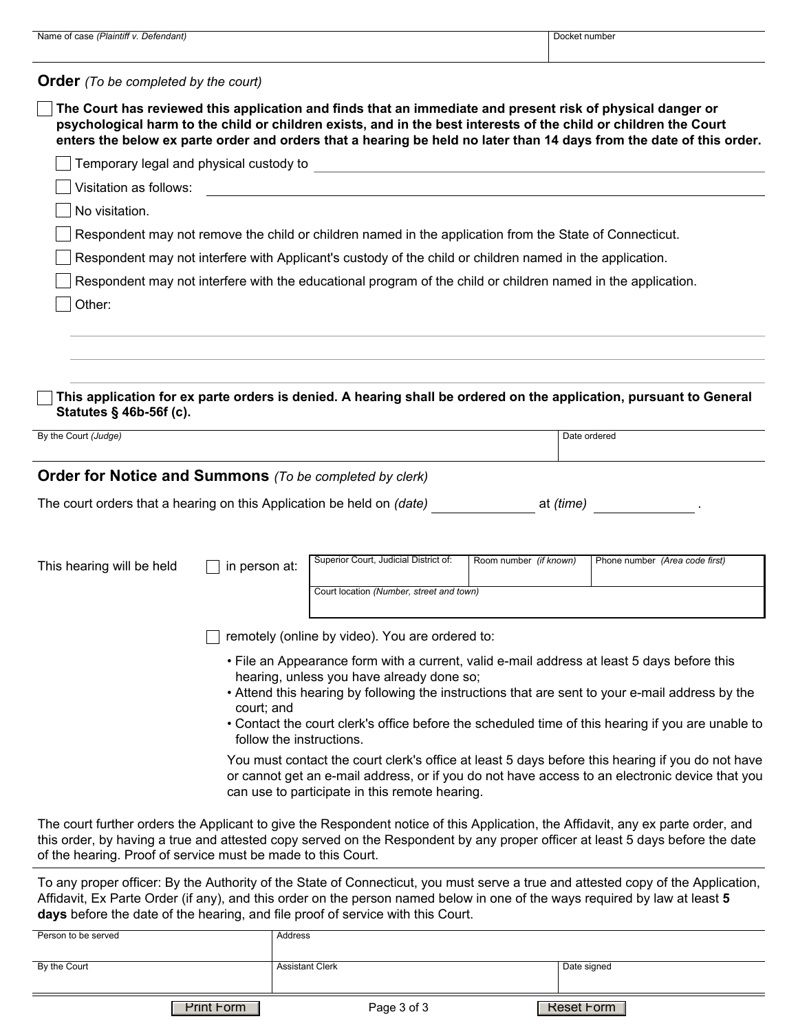| Name of case *(Plaintiff v. Defendant)* | Docket number |
|---|---|
| | |

## Order *(To be completed by the court)*

☐ **The Court has reviewed this application and finds that an immediate and present risk of physical danger or psychological harm to the child or children exists, and in the best interests of the child or children the Court enters the below ex parte order and orders that a hearing be held no later than 14 days from the date of this order.**

- ☐ Temporary legal and physical custody to ______________________
- ☐ Visitation as follows: ______________________
- ☐ No visitation.
- ☐ Respondent may not remove the child or children named in the application from the State of Connecticut.
- ☐ Respondent may not interfere with Applicant's custody of the child or children named in the application.
- ☐ Respondent may not interfere with the educational program of the child or children named in the application.
- ☐ Other:

☐ **This application for ex parte orders is denied. A hearing shall be ordered on the application, pursuant to General Statutes § 46b-56f (c).**

| By the Court *(Judge)* | Date ordered |
|---|---|
| | |

## Order for Notice and Summons *(To be completed by clerk)*

The court orders that a hearing on this Application be held on *(date)* ______________ at *(time)* ______________ .

This hearing will be held ☐ in person at:

| Superior Court, Judicial District of: | Room number *(if known)* | Phone number *(Area code first)* |
|---|---|---|
| Court location *(Number, street and town)* | | |

☐ remotely (online by video). You are ordered to:

- File an Appearance form with a current, valid e-mail address at least 5 days before this hearing, unless you have already done so;
- Attend this hearing by following the instructions that are sent to your e-mail address by the court; and
- Contact the court clerk's office before the scheduled time of this hearing if you are unable to follow the instructions.

You must contact the court clerk's office at least 5 days before this hearing if you do not have or cannot get an e-mail address, or if you do not have access to an electronic device that you can use to participate in this remote hearing.

The court further orders the Applicant to give the Respondent notice of this Application, the Affidavit, any ex parte order, and this order, by having a true and attested copy served on the Respondent by any proper officer at least 5 days before the date of the hearing. Proof of service must be made to this Court.

To any proper officer: By the Authority of the State of Connecticut, you must serve a true and attested copy of the Application, Affidavit, Ex Parte Order (if any), and this order on the person named below in one of the ways required by law at least **5 days** before the date of the hearing, and file proof of service with this Court.

| Person to be served | Address | |
|---|---|---|
| By the Court | Assistant Clerk | Date signed |